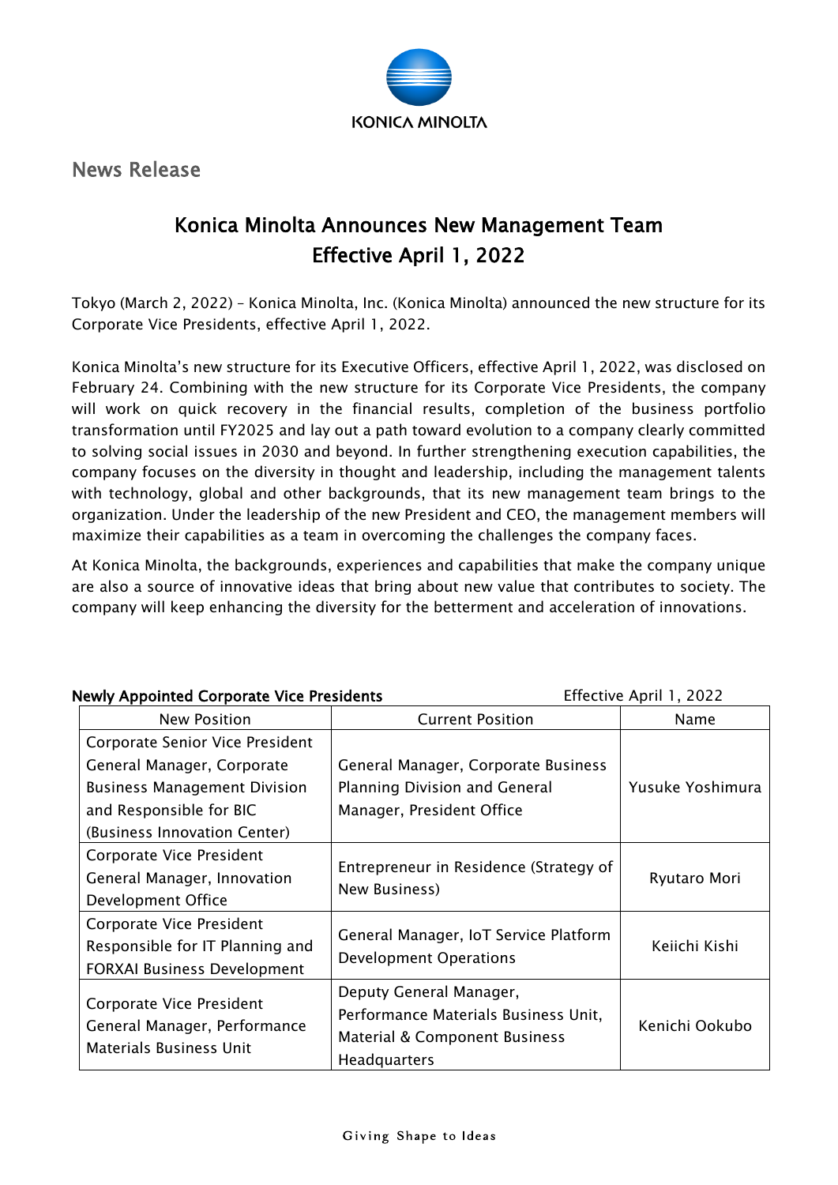KONICA MINOLTA

News Release

# Konica Minolta Announces New Management Team Effective April 1, 2022

Tokyo (March 2, 2022) – Konica Minolta, Inc. (Konica Minolta) announced the new structure for its Corporate Vice Presidents, effective April 1, 2022.

Konica Minolta's new structure for its Executive Officers, effective April 1, 2022, was disclosed on February 24. Combining with the new structure for its Corporate Vice Presidents, the company will work on quick recovery in the financial results, completion of the business portfolio transformation until FY2025 and lay out a path toward evolution to a company clearly committed to solving social issues in 2030 and beyond. In further strengthening execution capabilities, the company focuses on the diversity in thought and leadership, including the management talents with technology, global and other backgrounds, that its new management team brings to the organization. Under the leadership of the new President and CEO, the management members will maximize their capabilities as a team in overcoming the challenges the company faces.

At Konica Minolta, the backgrounds, experiences and capabilities that make the company unique are also a source of innovative ideas that bring about new value that contributes to society. The company will keep enhancing the diversity for the betterment and acceleration of innovations.

**Newly Appointed Corporate Vice Presidents** — Effective April 1, 2022

| New Position | Current Position | Name |
|---|---|---|
| Corporate Senior Vice President General Manager, Corporate Business Management Division and Responsible for BIC (Business Innovation Center) | General Manager, Corporate Business Planning Division and General Manager, President Office | Yusuke Yoshimura |
| Corporate Vice President General Manager, Innovation Development Office | Entrepreneur in Residence (Strategy of New Business) | Ryutaro Mori |
| Corporate Vice President Responsible for IT Planning and FORXAI Business Development | General Manager, IoT Service Platform Development Operations | Keiichi Kishi |
| Corporate Vice President General Manager, Performance Materials Business Unit | Deputy General Manager, Performance Materials Business Unit, Material & Component Business Headquarters | Kenichi Ookubo |

Giving Shape to Ideas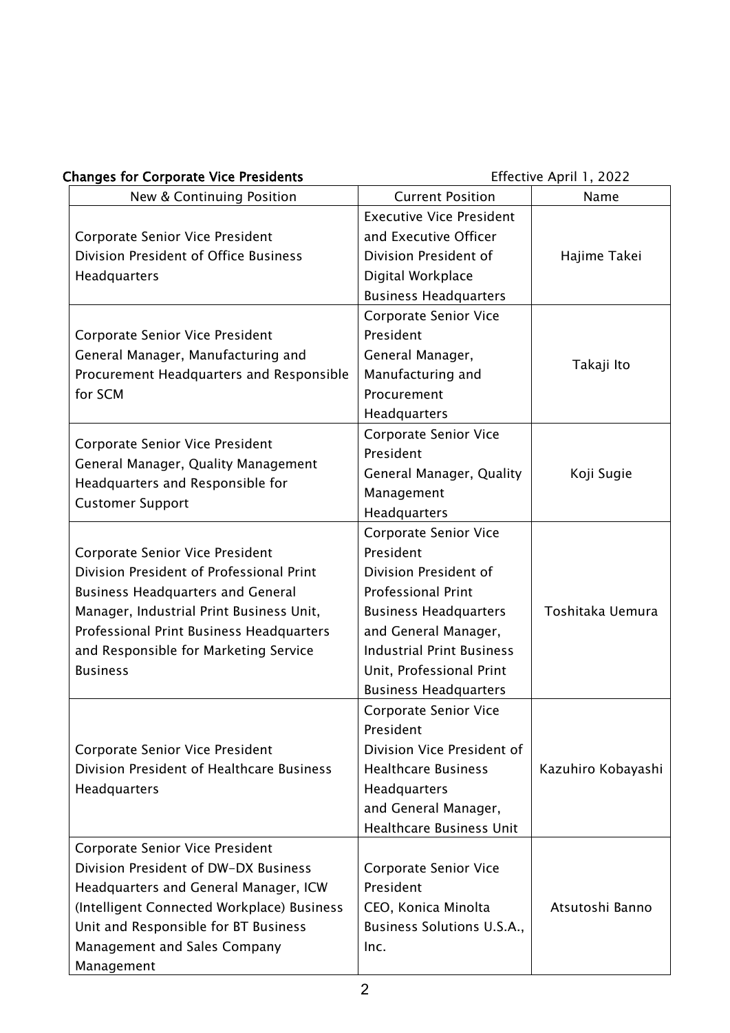**Changes for Corporate Vice Presidents** Effective April 1, 2022

| New & Continuing Position | Current Position | Name |
|---|---|---|
| Corporate Senior Vice President<br>Division President of Office Business Headquarters | Executive Vice President and Executive Officer<br>Division President of Digital Workplace Business Headquarters | Hajime Takei |
| Corporate Senior Vice President<br>General Manager, Manufacturing and Procurement Headquarters and Responsible for SCM | Corporate Senior Vice President<br>General Manager, Manufacturing and Procurement Headquarters | Takaji Ito |
| Corporate Senior Vice President<br>General Manager, Quality Management Headquarters and Responsible for Customer Support | Corporate Senior Vice President<br>General Manager, Quality Management Headquarters | Koji Sugie |
| Corporate Senior Vice President<br>Division President of Professional Print Business Headquarters and General Manager, Industrial Print Business Unit, Professional Print Business Headquarters and Responsible for Marketing Service Business | Corporate Senior Vice President<br>Division President of Professional Print Business Headquarters and General Manager, Industrial Print Business Unit, Professional Print Business Headquarters | Toshitaka Uemura |
| Corporate Senior Vice President<br>Division President of Healthcare Business Headquarters | Corporate Senior Vice President<br>Division Vice President of Healthcare Business Headquarters<br>and General Manager, Healthcare Business Unit | Kazuhiro Kobayashi |
| Corporate Senior Vice President<br>Division President of DW-DX Business Headquarters and General Manager, ICW (Intelligent Connected Workplace) Business Unit and Responsible for BT Business Management and Sales Company Management | Corporate Senior Vice President<br>CEO, Konica Minolta Business Solutions U.S.A., Inc. | Atsutoshi Banno |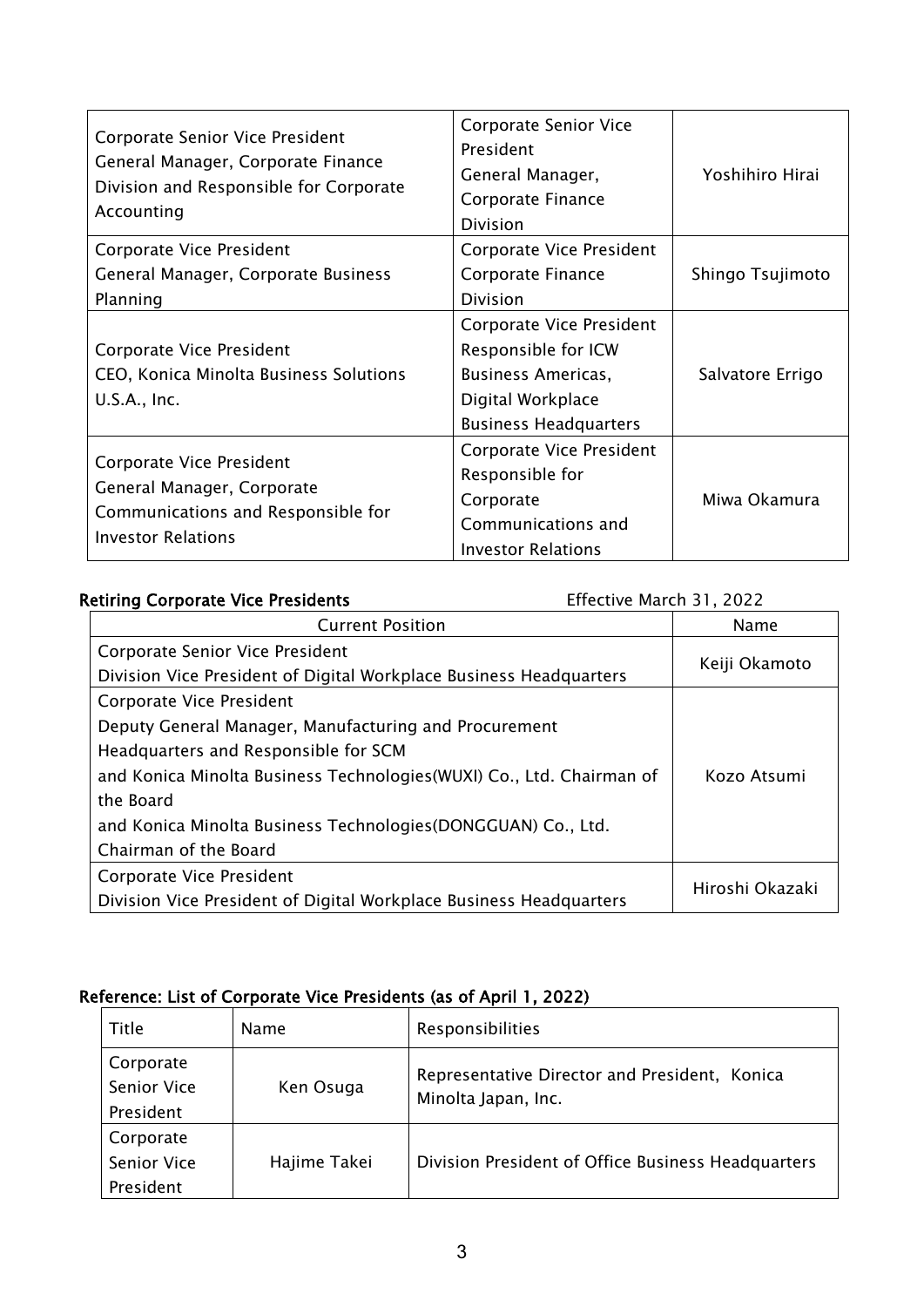| Corporate Senior Vice President<br>General Manager, Corporate Finance Division and Responsible for Corporate Accounting | Corporate Senior Vice President<br>General Manager, Corporate Finance Division | Yoshihiro Hirai |
|---|---|---|
| Corporate Vice President<br>General Manager, Corporate Business Planning | Corporate Vice President<br>Corporate Finance Division | Shingo Tsujimoto |
| Corporate Vice President<br>CEO, Konica Minolta Business Solutions U.S.A., Inc. | Corporate Vice President<br>Responsible for ICW Business Americas, Digital Workplace Business Headquarters | Salvatore Errigo |
| Corporate Vice President<br>General Manager, Corporate Communications and Responsible for Investor Relations | Corporate Vice President<br>Responsible for Corporate Communications and Investor Relations | Miwa Okamura |

**Retiring Corporate Vice Presidents** Effective March 31, 2022

| Current Position | Name |
|---|---|
| Corporate Senior Vice President<br>Division Vice President of Digital Workplace Business Headquarters | Keiji Okamoto |
| Corporate Vice President<br>Deputy General Manager, Manufacturing and Procurement Headquarters and Responsible for SCM<br>and Konica Minolta Business Technologies(WUXI) Co., Ltd. Chairman of the Board<br>and Konica Minolta Business Technologies(DONGGUAN) Co., Ltd. Chairman of the Board | Kozo Atsumi |
| Corporate Vice President<br>Division Vice President of Digital Workplace Business Headquarters | Hiroshi Okazaki |

**Reference: List of Corporate Vice Presidents (as of April 1, 2022)**

| Title | Name | Responsibilities |
|---|---|---|
| Corporate Senior Vice President | Ken Osuga | Representative Director and President, Konica Minolta Japan, Inc. |
| Corporate Senior Vice President | Hajime Takei | Division President of Office Business Headquarters |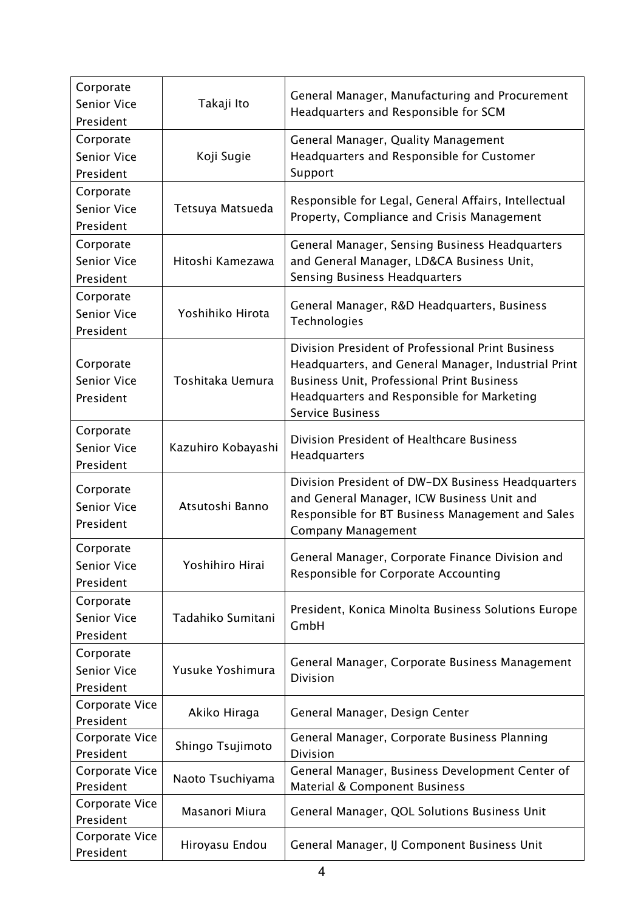| Corporate Senior Vice President | Takaji Ito | General Manager, Manufacturing and Procurement Headquarters and Responsible for SCM |
|---|---|---|
| Corporate Senior Vice President | Koji Sugie | General Manager, Quality Management Headquarters and Responsible for Customer Support |
| Corporate Senior Vice President | Tetsuya Matsueda | Responsible for Legal, General Affairs, Intellectual Property, Compliance and Crisis Management |
| Corporate Senior Vice President | Hitoshi Kamezawa | General Manager, Sensing Business Headquarters and General Manager, LD&CA Business Unit, Sensing Business Headquarters |
| Corporate Senior Vice President | Yoshihiko Hirota | General Manager, R&D Headquarters, Business Technologies |
| Corporate Senior Vice President | Toshitaka Uemura | Division President of Professional Print Business Headquarters, and General Manager, Industrial Print Business Unit, Professional Print Business Headquarters and Responsible for Marketing Service Business |
| Corporate Senior Vice President | Kazuhiro Kobayashi | Division President of Healthcare Business Headquarters |
| Corporate Senior Vice President | Atsutoshi Banno | Division President of DW-DX Business Headquarters and General Manager, ICW Business Unit and Responsible for BT Business Management and Sales Company Management |
| Corporate Senior Vice President | Yoshihiro Hirai | General Manager, Corporate Finance Division and Responsible for Corporate Accounting |
| Corporate Senior Vice President | Tadahiko Sumitani | President, Konica Minolta Business Solutions Europe GmbH |
| Corporate Senior Vice President | Yusuke Yoshimura | General Manager, Corporate Business Management Division |
| Corporate Vice President | Akiko Hiraga | General Manager, Design Center |
| Corporate Vice President | Shingo Tsujimoto | General Manager, Corporate Business Planning Division |
| Corporate Vice President | Naoto Tsuchiyama | General Manager, Business Development Center of Material & Component Business |
| Corporate Vice President | Masanori Miura | General Manager, QOL Solutions Business Unit |
| Corporate Vice President | Hiroyasu Endou | General Manager, IJ Component Business Unit |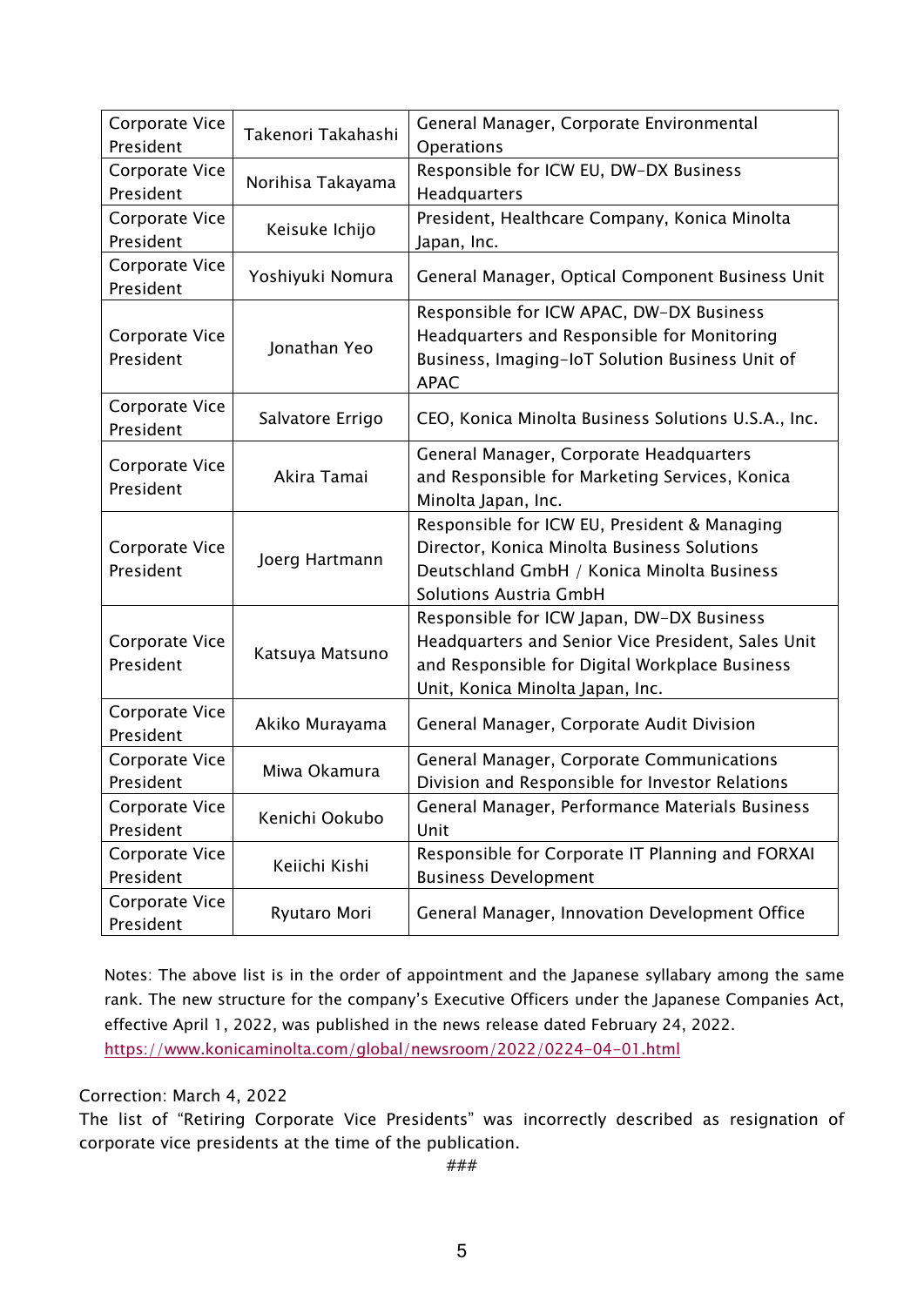| | | |
|---|---|---|
| Corporate Vice President | Takenori Takahashi | General Manager, Corporate Environmental Operations |
| Corporate Vice President | Norihisa Takayama | Responsible for ICW EU, DW-DX Business Headquarters |
| Corporate Vice President | Keisuke Ichijo | President, Healthcare Company, Konica Minolta Japan, Inc. |
| Corporate Vice President | Yoshiyuki Nomura | General Manager, Optical Component Business Unit |
| Corporate Vice President | Jonathan Yeo | Responsible for ICW APAC, DW-DX Business Headquarters and Responsible for Monitoring Business, Imaging-IoT Solution Business Unit of APAC |
| Corporate Vice President | Salvatore Errigo | CEO, Konica Minolta Business Solutions U.S.A., Inc. |
| Corporate Vice President | Akira Tamai | General Manager, Corporate Headquarters and Responsible for Marketing Services, Konica Minolta Japan, Inc. |
| Corporate Vice President | Joerg Hartmann | Responsible for ICW EU, President & Managing Director, Konica Minolta Business Solutions Deutschland GmbH / Konica Minolta Business Solutions Austria GmbH |
| Corporate Vice President | Katsuya Matsuno | Responsible for ICW Japan, DW-DX Business Headquarters and Senior Vice President, Sales Unit and Responsible for Digital Workplace Business Unit, Konica Minolta Japan, Inc. |
| Corporate Vice President | Akiko Murayama | General Manager, Corporate Audit Division |
| Corporate Vice President | Miwa Okamura | General Manager, Corporate Communications Division and Responsible for Investor Relations |
| Corporate Vice President | Kenichi Ookubo | General Manager, Performance Materials Business Unit |
| Corporate Vice President | Keiichi Kishi | Responsible for Corporate IT Planning and FORXAI Business Development |
| Corporate Vice President | Ryutaro Mori | General Manager, Innovation Development Office |

Notes: The above list is in the order of appointment and the Japanese syllabary among the same rank. The new structure for the company's Executive Officers under the Japanese Companies Act, effective April 1, 2022, was published in the news release dated February 24, 2022.
https://www.konicaminolta.com/global/newsroom/2022/0224-04-01.html

Correction: March 4, 2022
The list of "Retiring Corporate Vice Presidents" was incorrectly described as resignation of corporate vice presidents at the time of the publication.

###